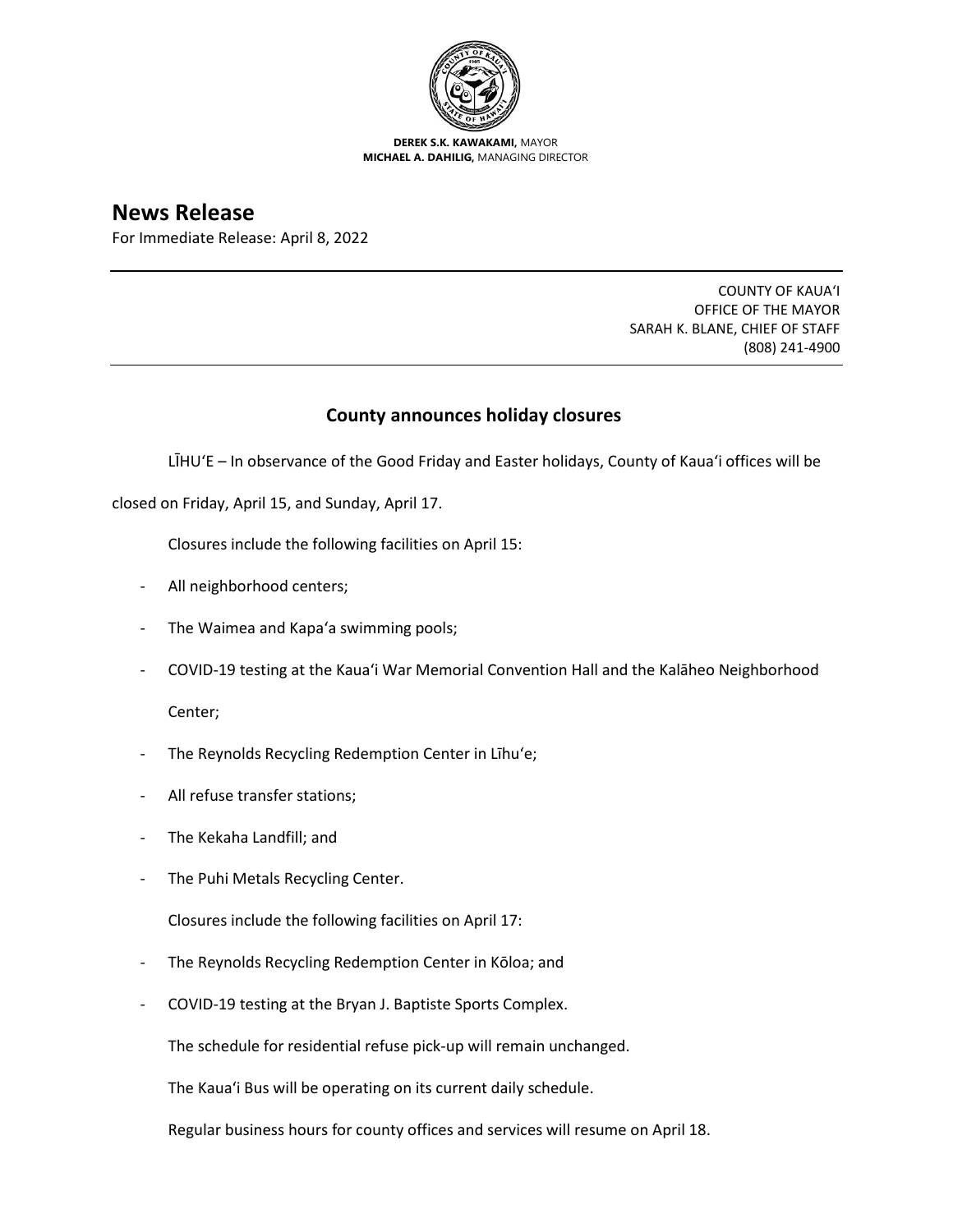**DEREK S.K. KAWAKAMI,** MAYOR
**MICHAEL A. DAHILIG,** MANAGING DIRECTOR

# News Release

For Immediate Release: April 8, 2022

COUNTY OF KAUAʻI
OFFICE OF THE MAYOR
SARAH K. BLANE, CHIEF OF STAFF
(808) 241-4900

## County announces holiday closures

LĪHUʻE – In observance of the Good Friday and Easter holidays, County of Kauaʻi offices will be closed on Friday, April 15, and Sunday, April 17.

Closures include the following facilities on April 15:

- All neighborhood centers;
- The Waimea and Kapaʻa swimming pools;
- COVID-19 testing at the Kauaʻi War Memorial Convention Hall and the Kalāheo Neighborhood Center;
- The Reynolds Recycling Redemption Center in Līhuʻe;
- All refuse transfer stations;
- The Kekaha Landfill; and
- The Puhi Metals Recycling Center.

Closures include the following facilities on April 17:

- The Reynolds Recycling Redemption Center in Kōloa; and
- COVID-19 testing at the Bryan J. Baptiste Sports Complex.

The schedule for residential refuse pick-up will remain unchanged.

The Kauaʻi Bus will be operating on its current daily schedule.

Regular business hours for county offices and services will resume on April 18.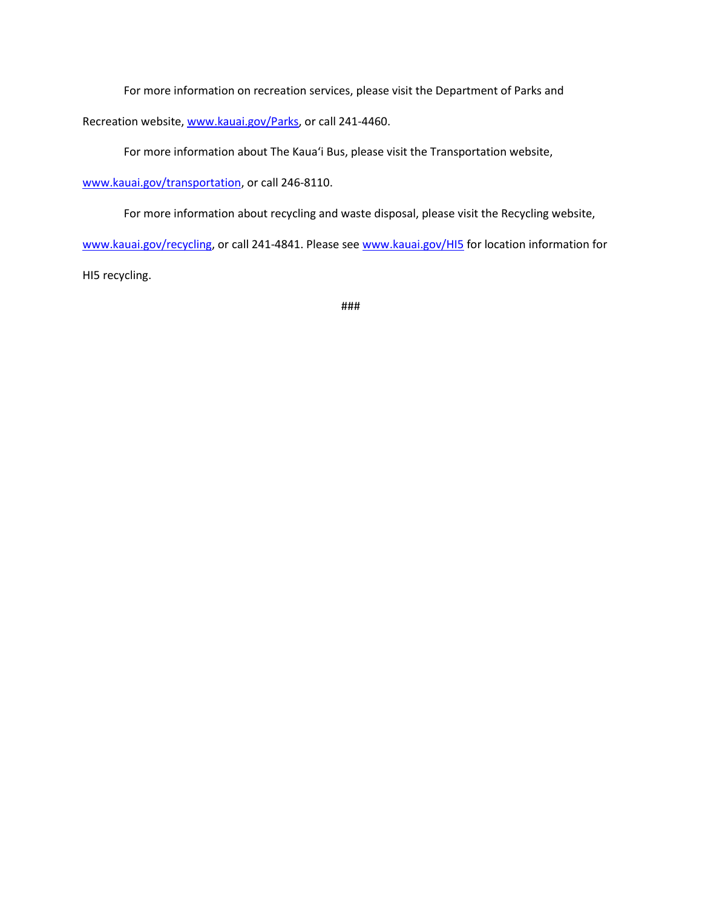For more information on recreation services, please visit the Department of Parks and Recreation website, [www.kauai.gov/Parks](www.kauai.gov/Parks), or call 241-4460.

For more information about The Kauaʻi Bus, please visit the Transportation website, [www.kauai.gov/transportation](www.kauai.gov/transportation), or call 246-8110.

For more information about recycling and waste disposal, please visit the Recycling website, [www.kauai.gov/recycling](www.kauai.gov/recycling), or call 241-4841. Please see [www.kauai.gov/HI5](www.kauai.gov/HI5) for location information for HI5 recycling.

###